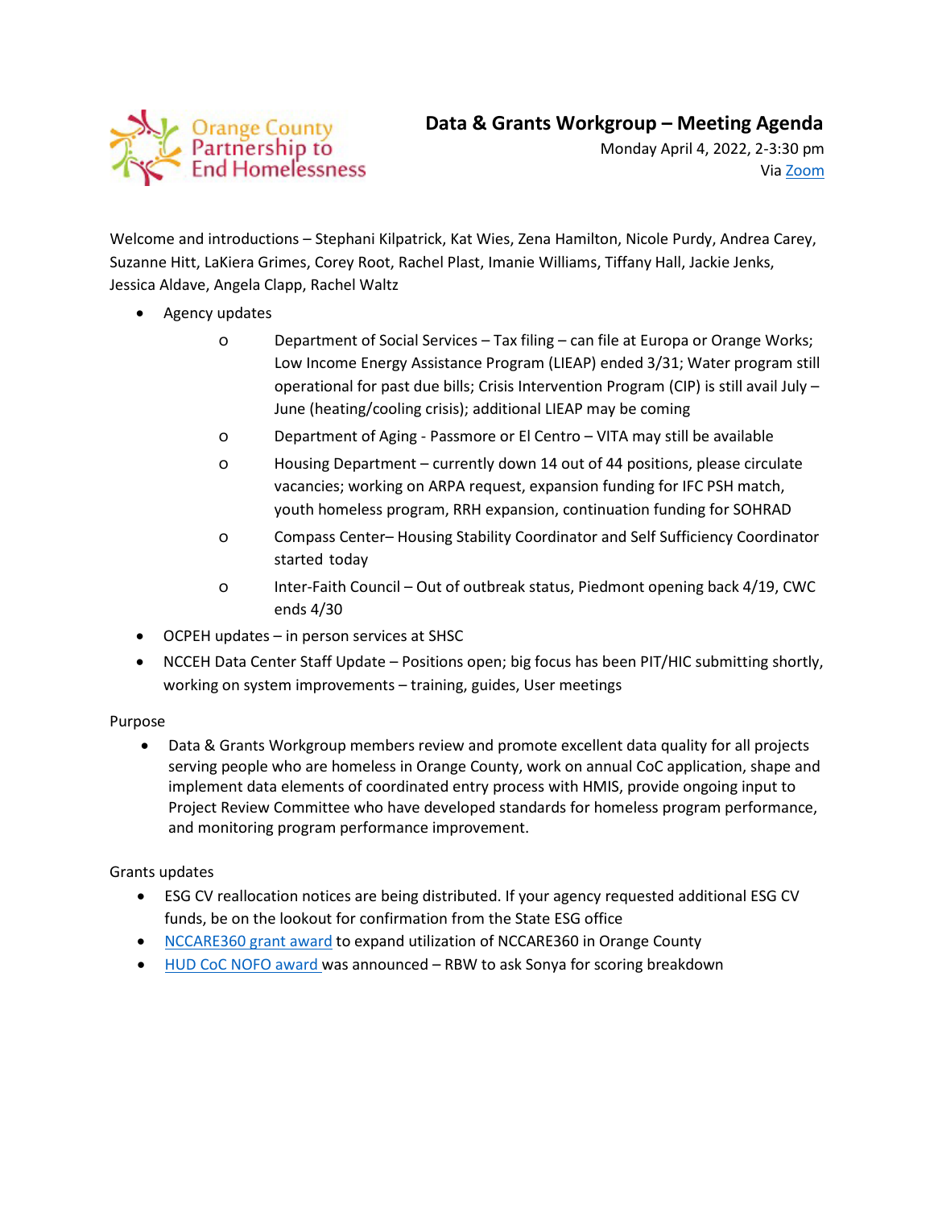Orange County Partnership to End Homelessness

# Data & Grants Workgroup – Meeting Agenda

Monday April 4, 2022, 2-3:30 pm
Via Zoom

Welcome and introductions – Stephani Kilpatrick, Kat Wies, Zena Hamilton, Nicole Purdy, Andrea Carey, Suzanne Hitt, LaKiera Grimes, Corey Root, Rachel Plast, Imanie Williams, Tiffany Hall, Jackie Jenks, Jessica Aldave, Angela Clapp, Rachel Waltz

- Agency updates
  - Department of Social Services – Tax filing – can file at Europa or Orange Works; Low Income Energy Assistance Program (LIEAP) ended 3/31; Water program still operational for past due bills; Crisis Intervention Program (CIP) is still avail July – June (heating/cooling crisis); additional LIEAP may be coming
  - Department of Aging - Passmore or El Centro – VITA may still be available
  - Housing Department – currently down 14 out of 44 positions, please circulate vacancies; working on ARPA request, expansion funding for IFC PSH match, youth homeless program, RRH expansion, continuation funding for SOHRAD
  - Compass Center– Housing Stability Coordinator and Self Sufficiency Coordinator started today
  - Inter-Faith Council – Out of outbreak status, Piedmont opening back 4/19, CWC ends 4/30
- OCPEH updates – in person services at SHSC
- NCCEH Data Center Staff Update – Positions open; big focus has been PIT/HIC submitting shortly, working on system improvements – training, guides, User meetings

Purpose

- Data & Grants Workgroup members review and promote excellent data quality for all projects serving people who are homeless in Orange County, work on annual CoC application, shape and implement data elements of coordinated entry process with HMIS, provide ongoing input to Project Review Committee who have developed standards for homeless program performance, and monitoring program performance improvement.

Grants updates

- ESG CV reallocation notices are being distributed. If your agency requested additional ESG CV funds, be on the lookout for confirmation from the State ESG office
- NCCARE360 grant award to expand utilization of NCCARE360 in Orange County
- HUD CoC NOFO award was announced – RBW to ask Sonya for scoring breakdown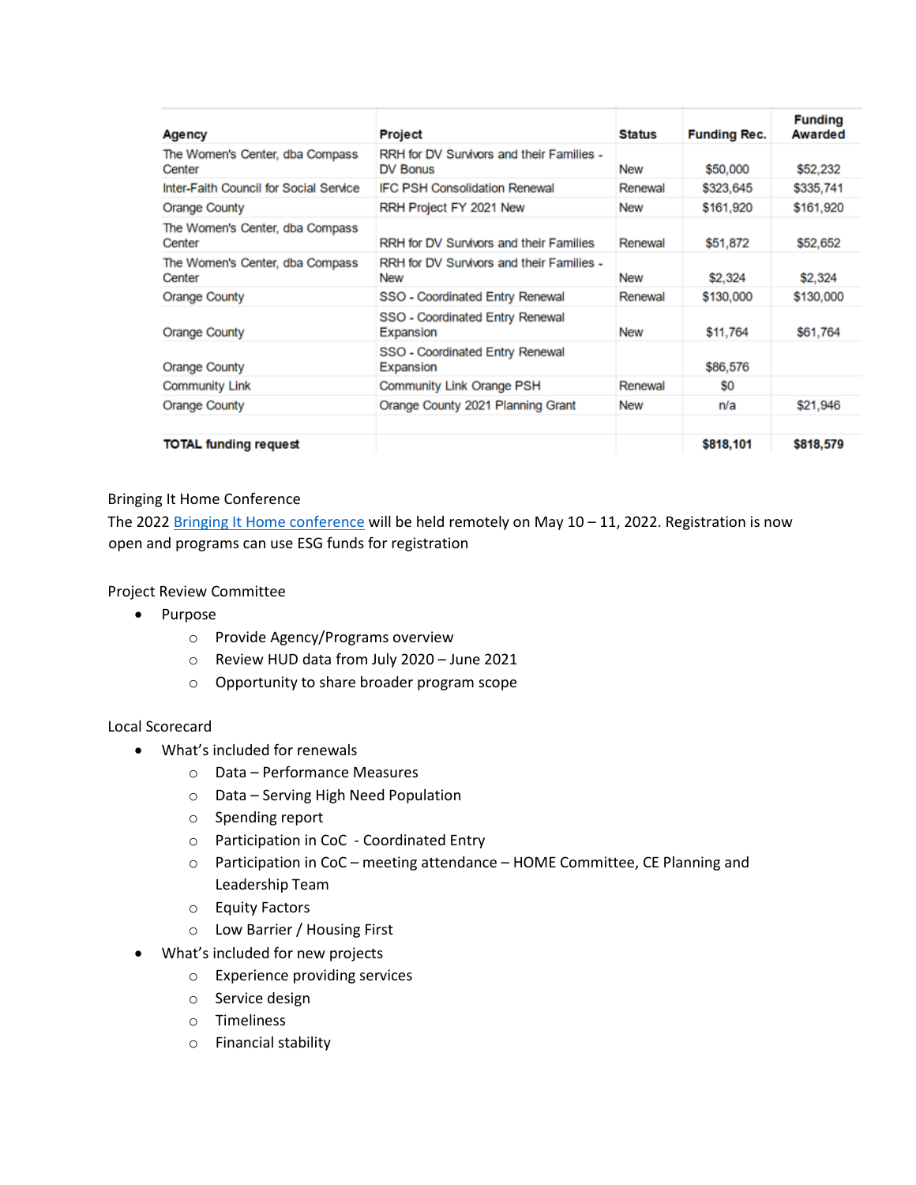| Agency | Project | Status | Funding Rec. | Funding Awarded |
|---|---|---|---|---|
| The Women's Center, dba Compass Center | RRH for DV Survivors and their Families - DV Bonus | New | $50,000 | $52,232 |
| Inter-Faith Council for Social Service | IFC PSH Consolidation Renewal | Renewal | $323,645 | $335,741 |
| Orange County | RRH Project FY 2021 New | New | $161,920 | $161,920 |
| The Women's Center, dba Compass Center | RRH for DV Survivors and their Families | Renewal | $51,872 | $52,652 |
| The Women's Center, dba Compass Center | RRH for DV Survivors and their Families - New | New | $2,324 | $2,324 |
| Orange County | SSO - Coordinated Entry Renewal | Renewal | $130,000 | $130,000 |
| Orange County | SSO - Coordinated Entry Renewal Expansion | New | $11,764 | $61,764 |
| Orange County | SSO - Coordinated Entry Renewal Expansion | | $86,576 | |
| Community Link | Community Link Orange PSH | Renewal | $0 | |
| Orange County | Orange County 2021 Planning Grant | New | n/a | $21,946 |
| | | | | |
| **TOTAL funding request** | | | **$818,101** | **$818,579** |

Bringing It Home Conference

The 2022 [Bringing It Home conference] will be held remotely on May 10 – 11, 2022. Registration is now open and programs can use ESG funds for registration

Project Review Committee

- Purpose
  - Provide Agency/Programs overview
  - Review HUD data from July 2020 – June 2021
  - Opportunity to share broader program scope

Local Scorecard

- What's included for renewals
  - Data – Performance Measures
  - Data – Serving High Need Population
  - Spending report
  - Participation in CoC - Coordinated Entry
  - Participation in CoC – meeting attendance – HOME Committee, CE Planning and Leadership Team
  - Equity Factors
  - Low Barrier / Housing First
- What's included for new projects
  - Experience providing services
  - Service design
  - Timeliness
  - Financial stability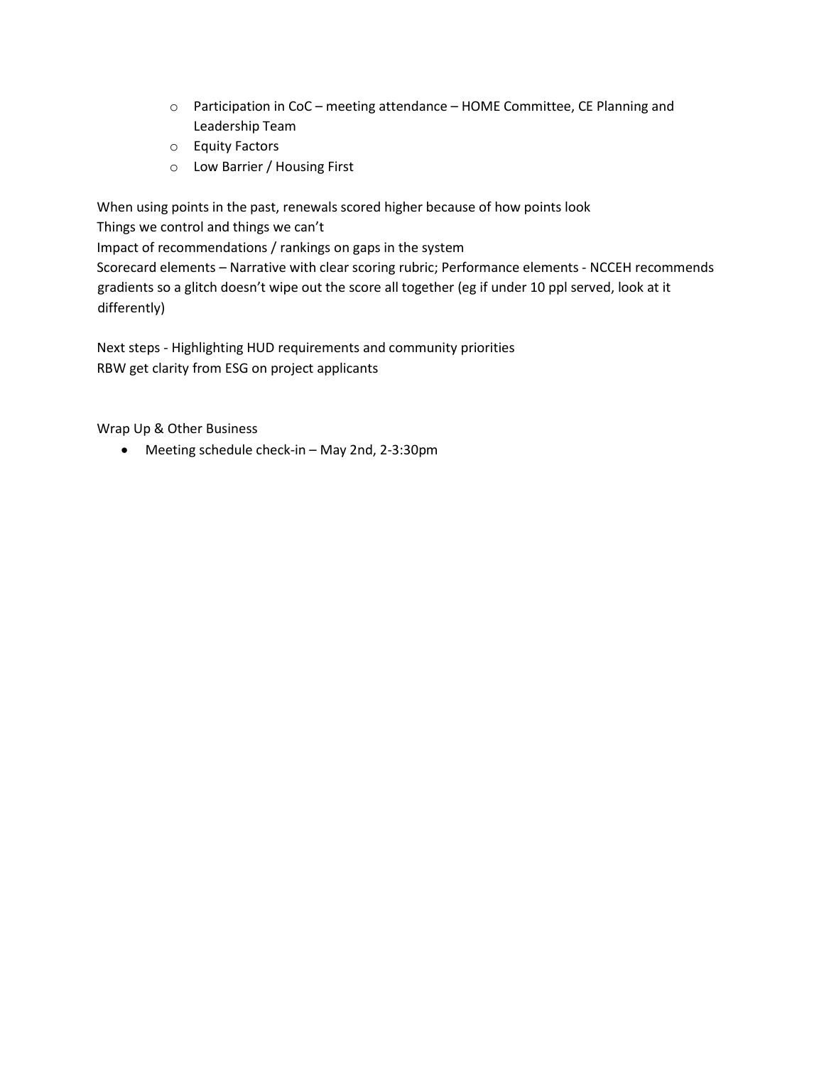- Participation in CoC – meeting attendance – HOME Committee, CE Planning and Leadership Team
  - Equity Factors
  - Low Barrier / Housing First

When using points in the past, renewals scored higher because of how points look
Things we control and things we can't
Impact of recommendations / rankings on gaps in the system
Scorecard elements – Narrative with clear scoring rubric; Performance elements - NCCEH recommends gradients so a glitch doesn't wipe out the score all together (eg if under 10 ppl served, look at it differently)

Next steps - Highlighting HUD requirements and community priorities
RBW get clarity from ESG on project applicants

Wrap Up & Other Business

- Meeting schedule check-in – May 2nd, 2-3:30pm